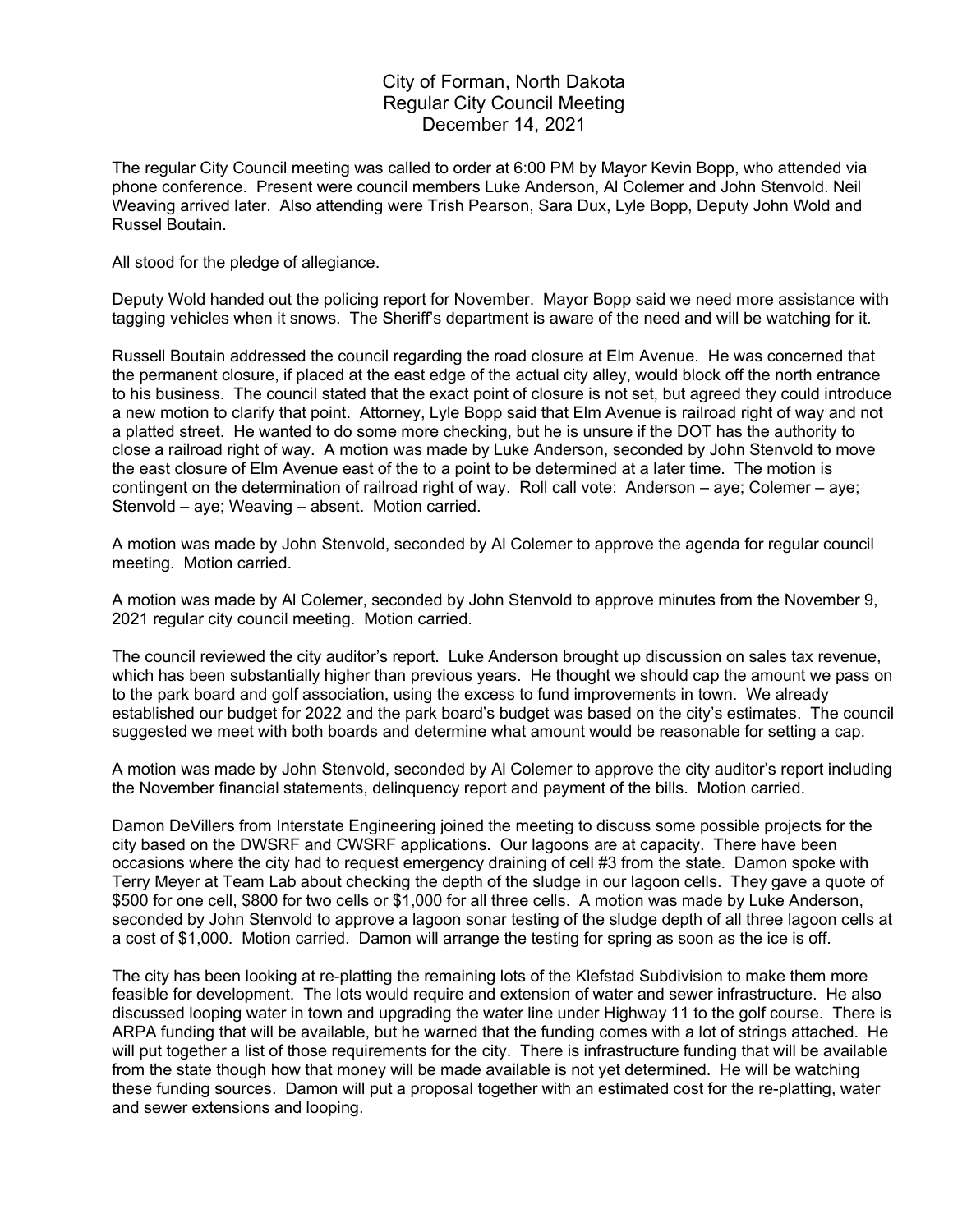# City of Forman, North Dakota
## Regular City Council Meeting
## December 14, 2021

The regular City Council meeting was called to order at 6:00 PM by Mayor Kevin Bopp, who attended via phone conference. Present were council members Luke Anderson, Al Colemer and John Stenvold. Neil Weaving arrived later. Also attending were Trish Pearson, Sara Dux, Lyle Bopp, Deputy John Wold and Russel Boutain.

All stood for the pledge of allegiance.

Deputy Wold handed out the policing report for November. Mayor Bopp said we need more assistance with tagging vehicles when it snows. The Sheriff's department is aware of the need and will be watching for it.

Russell Boutain addressed the council regarding the road closure at Elm Avenue. He was concerned that the permanent closure, if placed at the east edge of the actual city alley, would block off the north entrance to his business. The council stated that the exact point of closure is not set, but agreed they could introduce a new motion to clarify that point. Attorney, Lyle Bopp said that Elm Avenue is railroad right of way and not a platted street. He wanted to do some more checking, but he is unsure if the DOT has the authority to close a railroad right of way. A motion was made by Luke Anderson, seconded by John Stenvold to move the east closure of Elm Avenue east of the to a point to be determined at a later time. The motion is contingent on the determination of railroad right of way. Roll call vote: Anderson – aye; Colemer – aye; Stenvold – aye; Weaving – absent. Motion carried.

A motion was made by John Stenvold, seconded by Al Colemer to approve the agenda for regular council meeting. Motion carried.

A motion was made by Al Colemer, seconded by John Stenvold to approve minutes from the November 9, 2021 regular city council meeting. Motion carried.

The council reviewed the city auditor's report. Luke Anderson brought up discussion on sales tax revenue, which has been substantially higher than previous years. He thought we should cap the amount we pass on to the park board and golf association, using the excess to fund improvements in town. We already established our budget for 2022 and the park board's budget was based on the city's estimates. The council suggested we meet with both boards and determine what amount would be reasonable for setting a cap.

A motion was made by John Stenvold, seconded by Al Colemer to approve the city auditor's report including the November financial statements, delinquency report and payment of the bills. Motion carried.

Damon DeVillers from Interstate Engineering joined the meeting to discuss some possible projects for the city based on the DWSRF and CWSRF applications. Our lagoons are at capacity. There have been occasions where the city had to request emergency draining of cell #3 from the state. Damon spoke with Terry Meyer at Team Lab about checking the depth of the sludge in our lagoon cells. They gave a quote of $500 for one cell, $800 for two cells or $1,000 for all three cells. A motion was made by Luke Anderson, seconded by John Stenvold to approve a lagoon sonar testing of the sludge depth of all three lagoon cells at a cost of $1,000. Motion carried. Damon will arrange the testing for spring as soon as the ice is off.

The city has been looking at re-platting the remaining lots of the Klefstad Subdivision to make them more feasible for development. The lots would require and extension of water and sewer infrastructure. He also discussed looping water in town and upgrading the water line under Highway 11 to the golf course. There is ARPA funding that will be available, but he warned that the funding comes with a lot of strings attached. He will put together a list of those requirements for the city. There is infrastructure funding that will be available from the state though how that money will be made available is not yet determined. He will be watching these funding sources. Damon will put a proposal together with an estimated cost for the re-platting, water and sewer extensions and looping.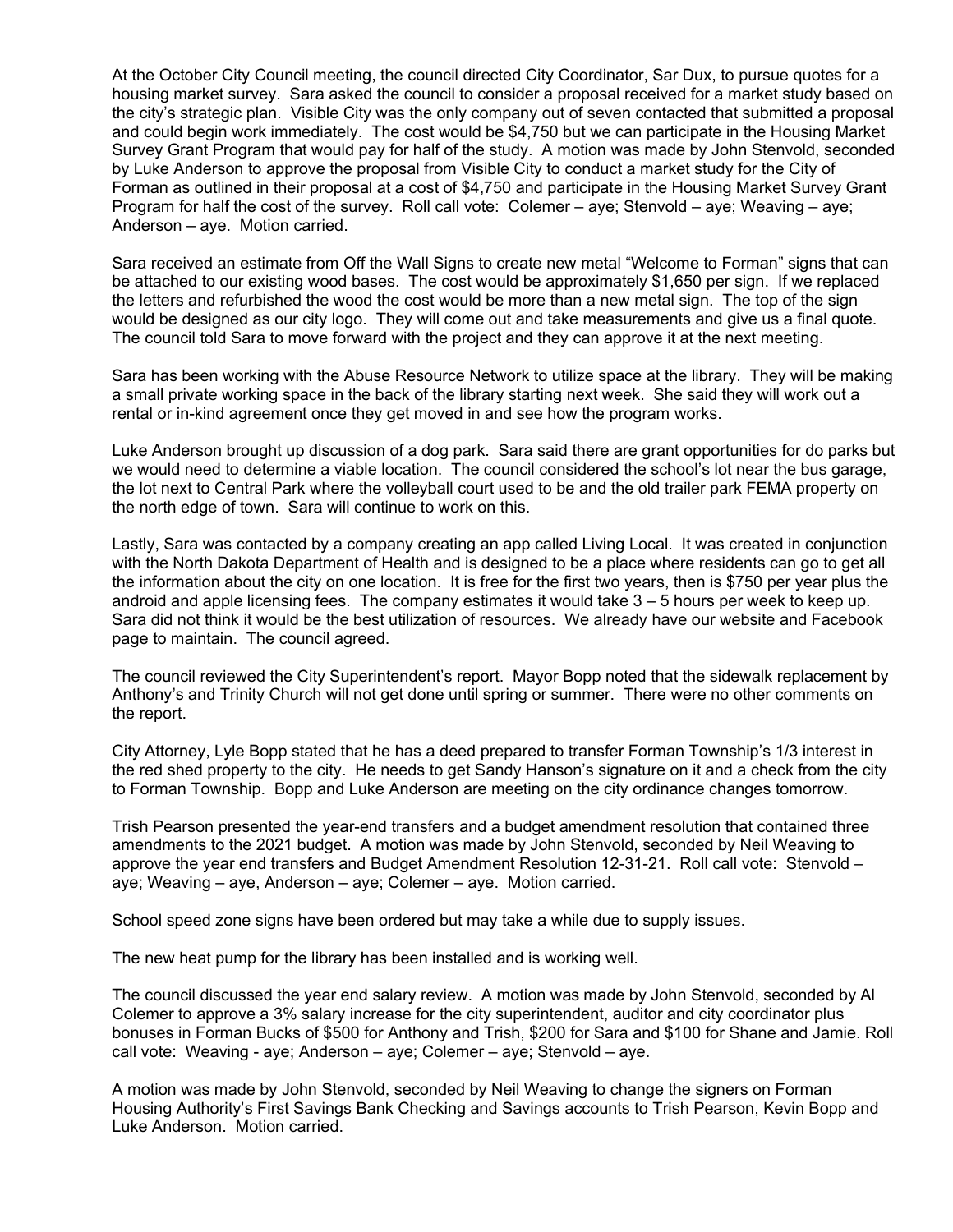At the October City Council meeting, the council directed City Coordinator, Sar Dux, to pursue quotes for a housing market survey. Sara asked the council to consider a proposal received for a market study based on the city's strategic plan. Visible City was the only company out of seven contacted that submitted a proposal and could begin work immediately. The cost would be $4,750 but we can participate in the Housing Market Survey Grant Program that would pay for half of the study. A motion was made by John Stenvold, seconded by Luke Anderson to approve the proposal from Visible City to conduct a market study for the City of Forman as outlined in their proposal at a cost of $4,750 and participate in the Housing Market Survey Grant Program for half the cost of the survey. Roll call vote: Colemer – aye; Stenvold – aye; Weaving – aye; Anderson – aye. Motion carried.

Sara received an estimate from Off the Wall Signs to create new metal "Welcome to Forman" signs that can be attached to our existing wood bases. The cost would be approximately $1,650 per sign. If we replaced the letters and refurbished the wood the cost would be more than a new metal sign. The top of the sign would be designed as our city logo. They will come out and take measurements and give us a final quote. The council told Sara to move forward with the project and they can approve it at the next meeting.

Sara has been working with the Abuse Resource Network to utilize space at the library. They will be making a small private working space in the back of the library starting next week. She said they will work out a rental or in-kind agreement once they get moved in and see how the program works.

Luke Anderson brought up discussion of a dog park. Sara said there are grant opportunities for do parks but we would need to determine a viable location. The council considered the school's lot near the bus garage, the lot next to Central Park where the volleyball court used to be and the old trailer park FEMA property on the north edge of town. Sara will continue to work on this.

Lastly, Sara was contacted by a company creating an app called Living Local. It was created in conjunction with the North Dakota Department of Health and is designed to be a place where residents can go to get all the information about the city on one location. It is free for the first two years, then is $750 per year plus the android and apple licensing fees. The company estimates it would take 3 – 5 hours per week to keep up. Sara did not think it would be the best utilization of resources. We already have our website and Facebook page to maintain. The council agreed.

The council reviewed the City Superintendent's report. Mayor Bopp noted that the sidewalk replacement by Anthony's and Trinity Church will not get done until spring or summer. There were no other comments on the report.

City Attorney, Lyle Bopp stated that he has a deed prepared to transfer Forman Township's 1/3 interest in the red shed property to the city. He needs to get Sandy Hanson's signature on it and a check from the city to Forman Township. Bopp and Luke Anderson are meeting on the city ordinance changes tomorrow.

Trish Pearson presented the year-end transfers and a budget amendment resolution that contained three amendments to the 2021 budget. A motion was made by John Stenvold, seconded by Neil Weaving to approve the year end transfers and Budget Amendment Resolution 12-31-21. Roll call vote: Stenvold – aye; Weaving – aye, Anderson – aye; Colemer – aye. Motion carried.

School speed zone signs have been ordered but may take a while due to supply issues.

The new heat pump for the library has been installed and is working well.

The council discussed the year end salary review. A motion was made by John Stenvold, seconded by Al Colemer to approve a 3% salary increase for the city superintendent, auditor and city coordinator plus bonuses in Forman Bucks of $500 for Anthony and Trish, $200 for Sara and $100 for Shane and Jamie. Roll call vote: Weaving - aye; Anderson – aye; Colemer – aye; Stenvold – aye.

A motion was made by John Stenvold, seconded by Neil Weaving to change the signers on Forman Housing Authority's First Savings Bank Checking and Savings accounts to Trish Pearson, Kevin Bopp and Luke Anderson. Motion carried.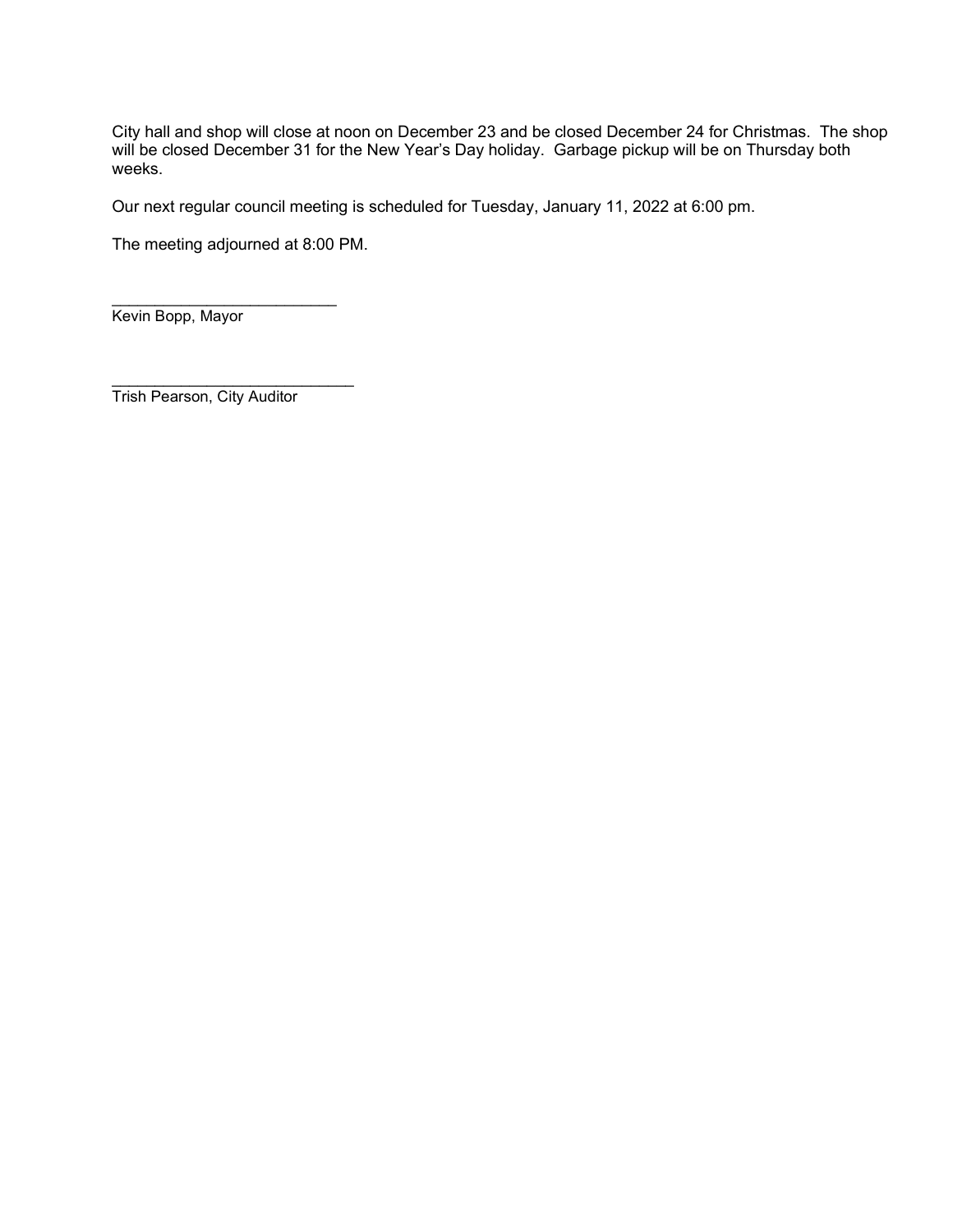City hall and shop will close at noon on December 23 and be closed December 24 for Christmas. The shop will be closed December 31 for the New Year's Day holiday. Garbage pickup will be on Thursday both weeks.

Our next regular council meeting is scheduled for Tuesday, January 11, 2022 at 6:00 pm.

The meeting adjourned at 8:00 PM.

\_\_\_\_\_\_\_\_\_\_\_\_\_\_\_\_\_\_\_\_\_\_\_\_\_\_
Kevin Bopp, Mayor

\_\_\_\_\_\_\_\_\_\_\_\_\_\_\_\_\_\_\_\_\_\_\_\_\_\_\_\_
Trish Pearson, City Auditor